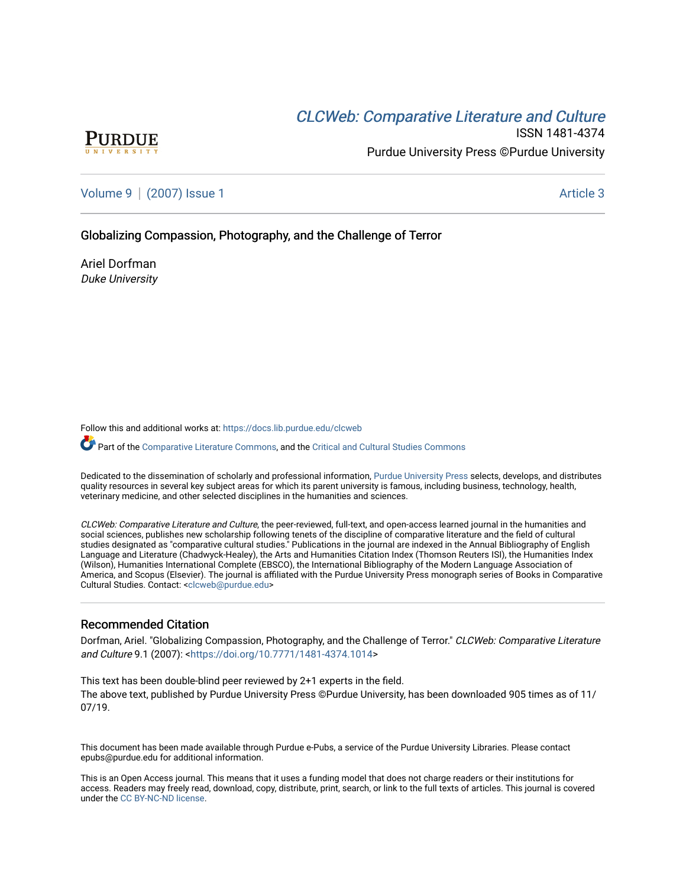CLCWeb: Comparative Literature and Culture

ISSN 1481-4374

Purdue University Press ©Purdue University

Volume 9 | (2007) Issue 1 Article 3

# Globalizing Compassion, Photography, and the Challenge of Terror

Ariel Dorfman

*Duke University*

Follow this and additional works at: https://docs.lib.purdue.edu/clcweb

Part of the Comparative Literature Commons, and the Critical and Cultural Studies Commons

Dedicated to the dissemination of scholarly and professional information, Purdue University Press selects, develops, and distributes quality resources in several key subject areas for which its parent university is famous, including business, technology, health, veterinary medicine, and other selected disciplines in the humanities and sciences.

*CLCWeb: Comparative Literature and Culture*, the peer-reviewed, full-text, and open-access learned journal in the humanities and social sciences, publishes new scholarship following tenets of the discipline of comparative literature and the field of cultural studies designated as "comparative cultural studies." Publications in the journal are indexed in the Annual Bibliography of English Language and Literature (Chadwyck-Healey), the Arts and Humanities Citation Index (Thomson Reuters ISI), the Humanities Index (Wilson), Humanities International Complete (EBSCO), the International Bibliography of the Modern Language Association of America, and Scopus (Elsevier). The journal is affiliated with the Purdue University Press monograph series of Books in Comparative Cultural Studies. Contact: <clcweb@purdue.edu>

## Recommended Citation

Dorfman, Ariel. "Globalizing Compassion, Photography, and the Challenge of Terror." *CLCWeb: Comparative Literature and Culture* 9.1 (2007): <https://doi.org/10.7771/1481-4374.1014>

This text has been double-blind peer reviewed by 2+1 experts in the field.
The above text, published by Purdue University Press ©Purdue University, has been downloaded 905 times as of 11/07/19.

This document has been made available through Purdue e-Pubs, a service of the Purdue University Libraries. Please contact epubs@purdue.edu for additional information.

This is an Open Access journal. This means that it uses a funding model that does not charge readers or their institutions for access. Readers may freely read, download, copy, distribute, print, search, or link to the full texts of articles. This journal is covered under the CC BY-NC-ND license.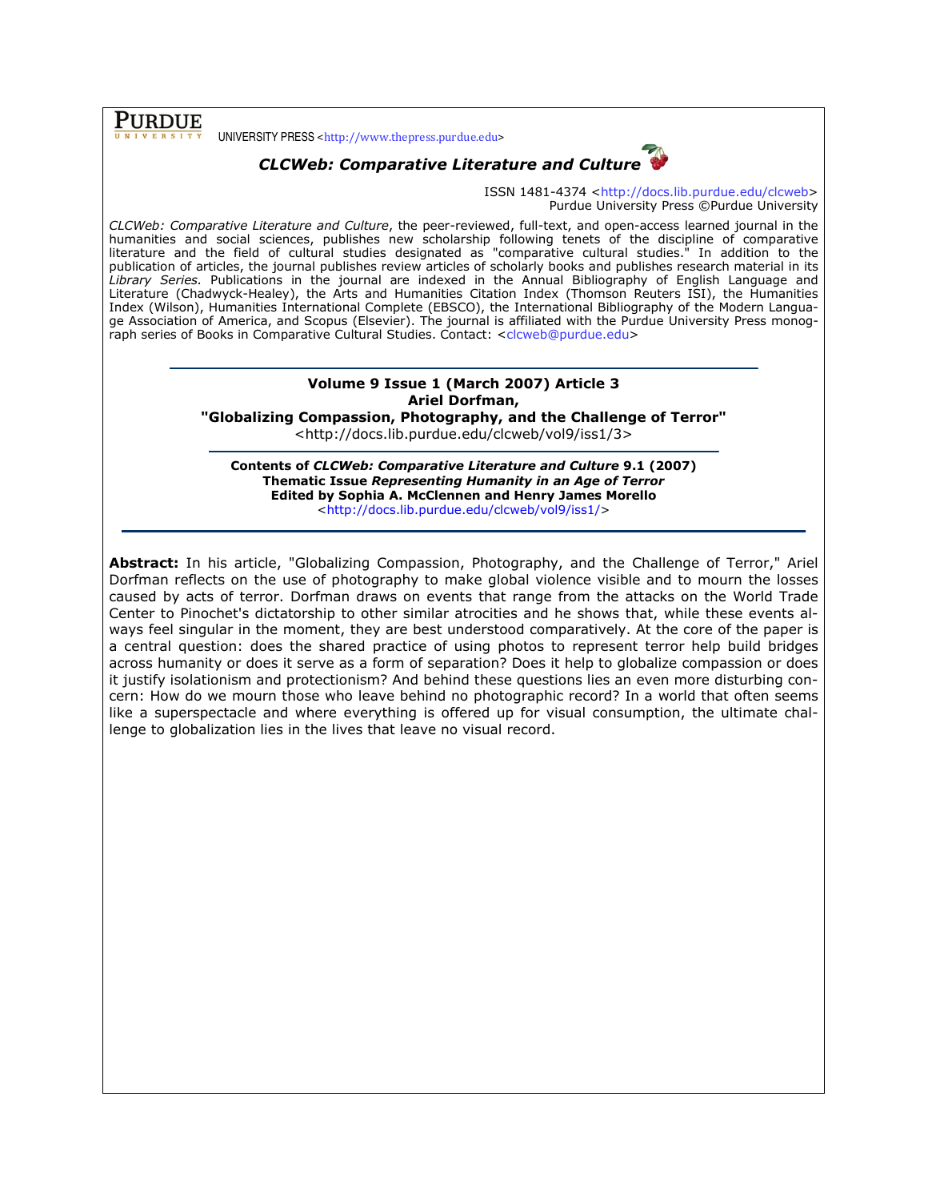**PURDUE** UNIVERSITY PRESS <http://www.thepress.purdue.edu>

***CLCWeb: Comparative Literature and Culture***

ISSN 1481-4374 <http://docs.lib.purdue.edu/clcweb>
Purdue University Press ©Purdue University

*CLCWeb: Comparative Literature and Culture*, the peer-reviewed, full-text, and open-access learned journal in the humanities and social sciences, publishes new scholarship following tenets of the discipline of comparative literature and the field of cultural studies designated as "comparative cultural studies." In addition to the publication of articles, the journal publishes review articles of scholarly books and publishes research material in its *Library Series.* Publications in the journal are indexed in the Annual Bibliography of English Language and Literature (Chadwyck-Healey), the Arts and Humanities Citation Index (Thomson Reuters ISI), the Humanities Index (Wilson), Humanities International Complete (EBSCO), the International Bibliography of the Modern Language Association of America, and Scopus (Elsevier). The journal is affiliated with the Purdue University Press monograph series of Books in Comparative Cultural Studies. Contact: <clcweb@purdue.edu>

**Volume 9 Issue 1 (March 2007) Article 3**
**Ariel Dorfman,**
**"Globalizing Compassion, Photography, and the Challenge of Terror"**
<http://docs.lib.purdue.edu/clcweb/vol9/iss1/3>

**Contents of *CLCWeb: Comparative Literature and Culture* 9.1 (2007)**
**Thematic Issue *Representing Humanity in an Age of Terror***
**Edited by Sophia A. McClennen and Henry James Morello**
<http://docs.lib.purdue.edu/clcweb/vol9/iss1/>

**Abstract:** In his article, "Globalizing Compassion, Photography, and the Challenge of Terror," Ariel Dorfman reflects on the use of photography to make global violence visible and to mourn the losses caused by acts of terror. Dorfman draws on events that range from the attacks on the World Trade Center to Pinochet's dictatorship to other similar atrocities and he shows that, while these events always feel singular in the moment, they are best understood comparatively. At the core of the paper is a central question: does the shared practice of using photos to represent terror help build bridges across humanity or does it serve as a form of separation? Does it help to globalize compassion or does it justify isolationism and protectionism? And behind these questions lies an even more disturbing concern: How do we mourn those who leave behind no photographic record? In a world that often seems like a superspectacle and where everything is offered up for visual consumption, the ultimate challenge to globalization lies in the lives that leave no visual record.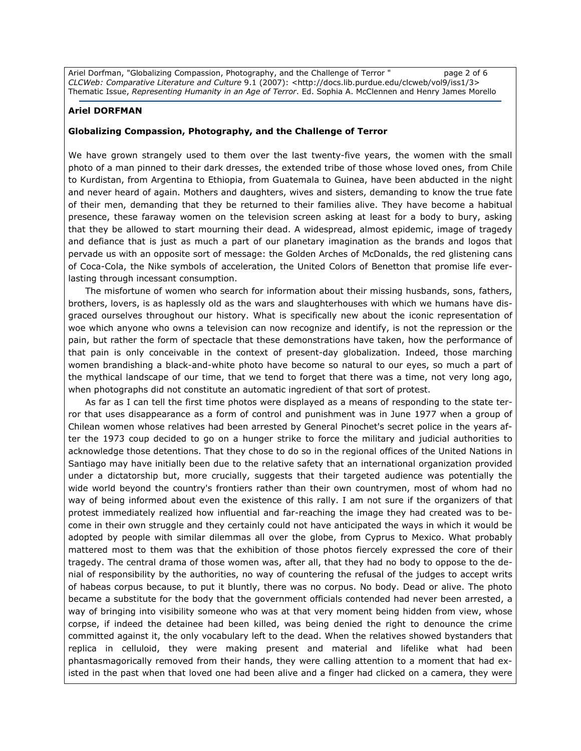**Ariel DORFMAN**

**Globalizing Compassion, Photography, and the Challenge of Terror**

We have grown strangely used to them over the last twenty-five years, the women with the small photo of a man pinned to their dark dresses, the extended tribe of those whose loved ones, from Chile to Kurdistan, from Argentina to Ethiopia, from Guatemala to Guinea, have been abducted in the night and never heard of again. Mothers and daughters, wives and sisters, demanding to know the true fate of their men, demanding that they be returned to their families alive. They have become a habitual presence, these faraway women on the television screen asking at least for a body to bury, asking that they be allowed to start mourning their dead. A widespread, almost epidemic, image of tragedy and defiance that is just as much a part of our planetary imagination as the brands and logos that pervade us with an opposite sort of message: the Golden Arches of McDonalds, the red glistening cans of Coca-Cola, the Nike symbols of acceleration, the United Colors of Benetton that promise life everlasting through incessant consumption.

The misfortune of women who search for information about their missing husbands, sons, fathers, brothers, lovers, is as haplessly old as the wars and slaughterhouses with which we humans have disgraced ourselves throughout our history. What is specifically new about the iconic representation of woe which anyone who owns a television can now recognize and identify, is not the repression or the pain, but rather the form of spectacle that these demonstrations have taken, how the performance of that pain is only conceivable in the context of present-day globalization. Indeed, those marching women brandishing a black-and-white photo have become so natural to our eyes, so much a part of the mythical landscape of our time, that we tend to forget that there was a time, not very long ago, when photographs did not constitute an automatic ingredient of that sort of protest.

As far as I can tell the first time photos were displayed as a means of responding to the state terror that uses disappearance as a form of control and punishment was in June 1977 when a group of Chilean women whose relatives had been arrested by General Pinochet's secret police in the years after the 1973 coup decided to go on a hunger strike to force the military and judicial authorities to acknowledge those detentions. That they chose to do so in the regional offices of the United Nations in Santiago may have initially been due to the relative safety that an international organization provided under a dictatorship but, more crucially, suggests that their targeted audience was potentially the wide world beyond the country's frontiers rather than their own countrymen, most of whom had no way of being informed about even the existence of this rally. I am not sure if the organizers of that protest immediately realized how influential and far-reaching the image they had created was to become in their own struggle and they certainly could not have anticipated the ways in which it would be adopted by people with similar dilemmas all over the globe, from Cyprus to Mexico. What probably mattered most to them was that the exhibition of those photos fiercely expressed the core of their tragedy. The central drama of those women was, after all, that they had no body to oppose to the denial of responsibility by the authorities, no way of countering the refusal of the judges to accept writs of habeas corpus because, to put it bluntly, there was no corpus. No body. Dead or alive. The photo became a substitute for the body that the government officials contended had never been arrested, a way of bringing into visibility someone who was at that very moment being hidden from view, whose corpse, if indeed the detainee had been killed, was being denied the right to denounce the crime committed against it, the only vocabulary left to the dead. When the relatives showed bystanders that replica in celluloid, they were making present and material and lifelike what had been phantasmagorically removed from their hands, they were calling attention to a moment that had existed in the past when that loved one had been alive and a finger had clicked on a camera, they were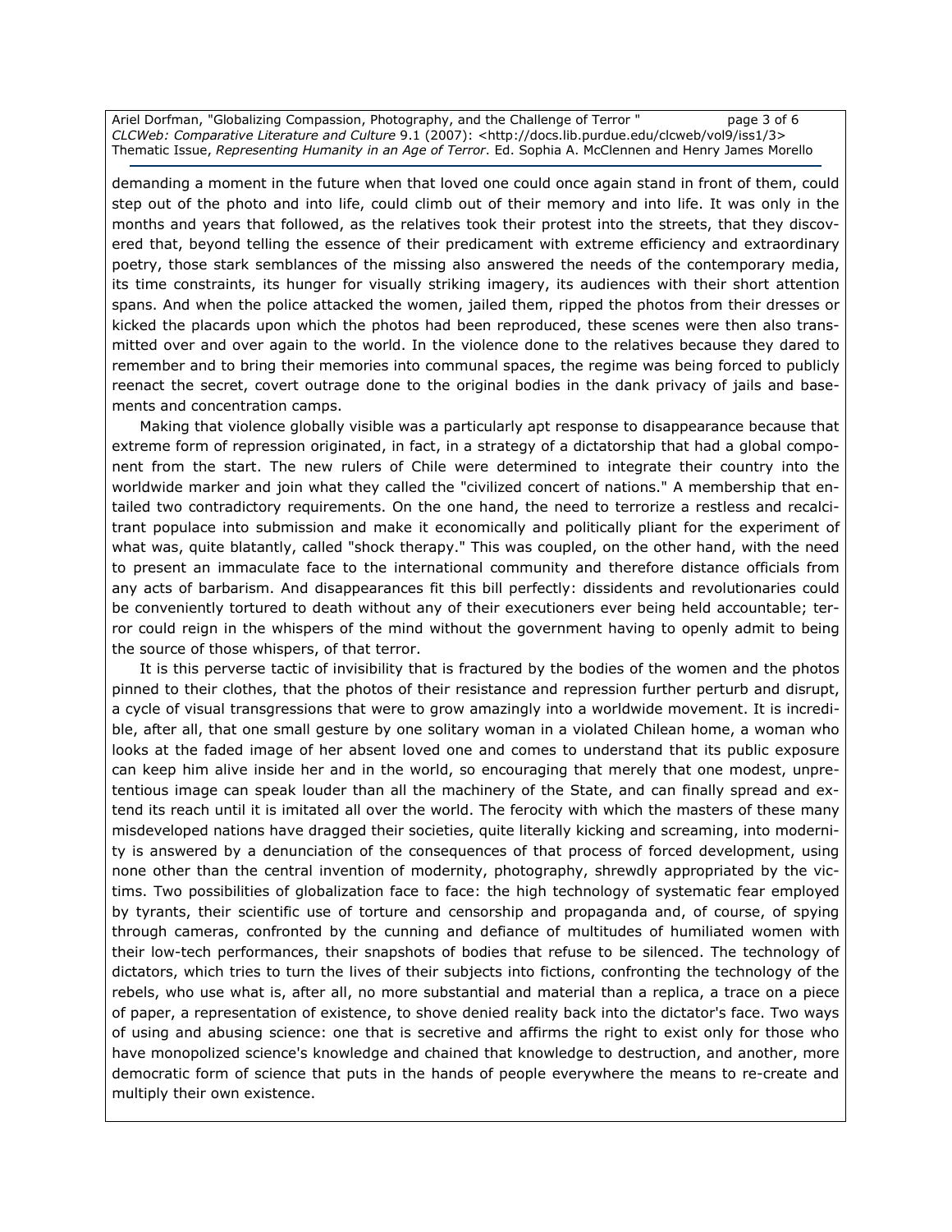demanding a moment in the future when that loved one could once again stand in front of them, could step out of the photo and into life, could climb out of their memory and into life. It was only in the months and years that followed, as the relatives took their protest into the streets, that they discovered that, beyond telling the essence of their predicament with extreme efficiency and extraordinary poetry, those stark semblances of the missing also answered the needs of the contemporary media, its time constraints, its hunger for visually striking imagery, its audiences with their short attention spans. And when the police attacked the women, jailed them, ripped the photos from their dresses or kicked the placards upon which the photos had been reproduced, these scenes were then also transmitted over and over again to the world. In the violence done to the relatives because they dared to remember and to bring their memories into communal spaces, the regime was being forced to publicly reenact the secret, covert outrage done to the original bodies in the dank privacy of jails and basements and concentration camps.

Making that violence globally visible was a particularly apt response to disappearance because that extreme form of repression originated, in fact, in a strategy of a dictatorship that had a global component from the start. The new rulers of Chile were determined to integrate their country into the worldwide marker and join what they called the "civilized concert of nations." A membership that entailed two contradictory requirements. On the one hand, the need to terrorize a restless and recalcitrant populace into submission and make it economically and politically pliant for the experiment of what was, quite blatantly, called "shock therapy." This was coupled, on the other hand, with the need to present an immaculate face to the international community and therefore distance officials from any acts of barbarism. And disappearances fit this bill perfectly: dissidents and revolutionaries could be conveniently tortured to death without any of their executioners ever being held accountable; terror could reign in the whispers of the mind without the government having to openly admit to being the source of those whispers, of that terror.

It is this perverse tactic of invisibility that is fractured by the bodies of the women and the photos pinned to their clothes, that the photos of their resistance and repression further perturb and disrupt, a cycle of visual transgressions that were to grow amazingly into a worldwide movement. It is incredible, after all, that one small gesture by one solitary woman in a violated Chilean home, a woman who looks at the faded image of her absent loved one and comes to understand that its public exposure can keep him alive inside her and in the world, so encouraging that merely that one modest, unpretentious image can speak louder than all the machinery of the State, and can finally spread and extend its reach until it is imitated all over the world. The ferocity with which the masters of these many misdeveloped nations have dragged their societies, quite literally kicking and screaming, into modernity is answered by a denunciation of the consequences of that process of forced development, using none other than the central invention of modernity, photography, shrewdly appropriated by the victims. Two possibilities of globalization face to face: the high technology of systematic fear employed by tyrants, their scientific use of torture and censorship and propaganda and, of course, of spying through cameras, confronted by the cunning and defiance of multitudes of humiliated women with their low-tech performances, their snapshots of bodies that refuse to be silenced. The technology of dictators, which tries to turn the lives of their subjects into fictions, confronting the technology of the rebels, who use what is, after all, no more substantial and material than a replica, a trace on a piece of paper, a representation of existence, to shove denied reality back into the dictator's face. Two ways of using and abusing science: one that is secretive and affirms the right to exist only for those who have monopolized science's knowledge and chained that knowledge to destruction, and another, more democratic form of science that puts in the hands of people everywhere the means to re-create and multiply their own existence.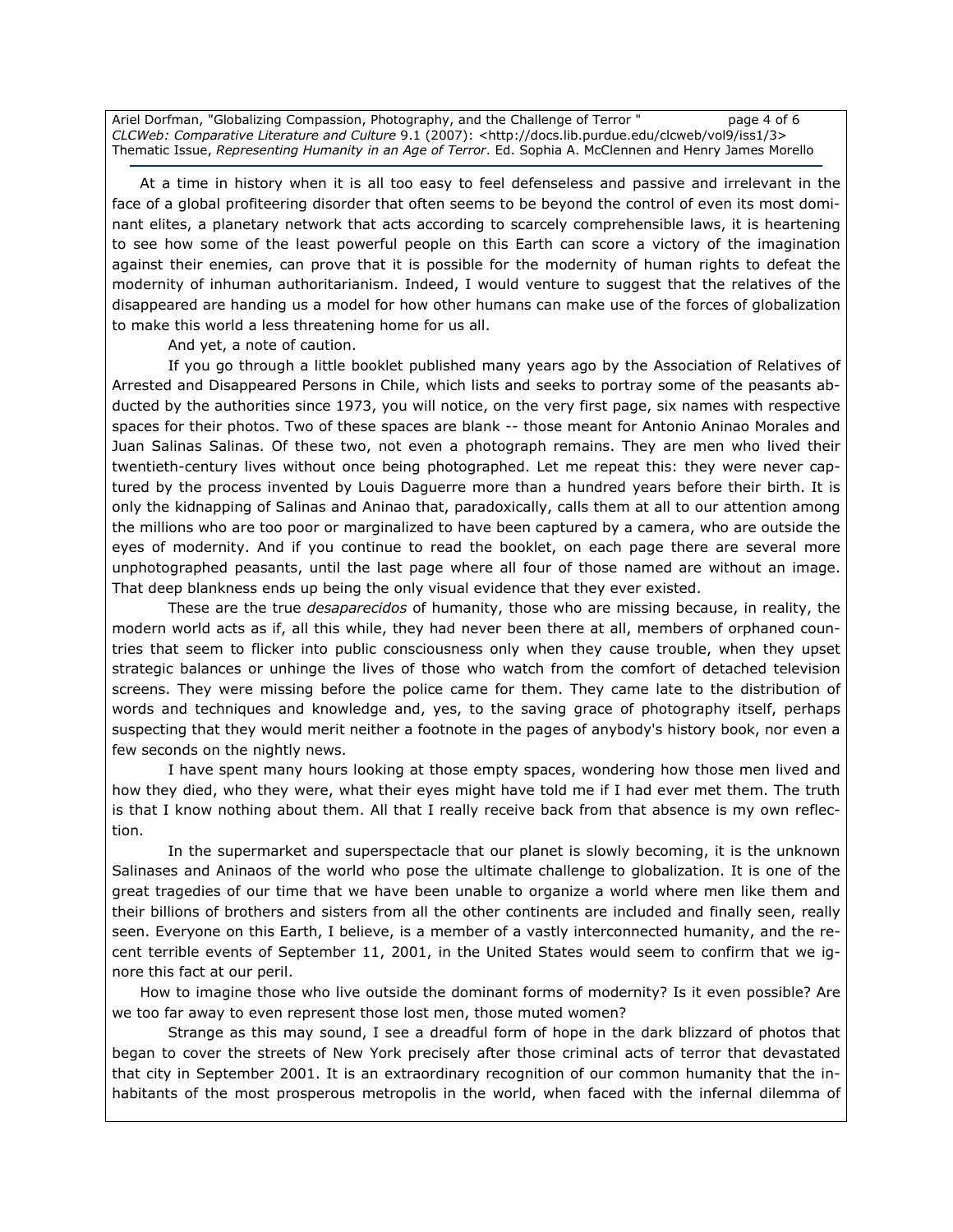At a time in history when it is all too easy to feel defenseless and passive and irrelevant in the face of a global profiteering disorder that often seems to be beyond the control of even its most dominant elites, a planetary network that acts according to scarcely comprehensible laws, it is heartening to see how some of the least powerful people on this Earth can score a victory of the imagination against their enemies, can prove that it is possible for the modernity of human rights to defeat the modernity of inhuman authoritarianism. Indeed, I would venture to suggest that the relatives of the disappeared are handing us a model for how other humans can make use of the forces of globalization to make this world a less threatening home for us all.

And yet, a note of caution.

If you go through a little booklet published many years ago by the Association of Relatives of Arrested and Disappeared Persons in Chile, which lists and seeks to portray some of the peasants abducted by the authorities since 1973, you will notice, on the very first page, six names with respective spaces for their photos. Two of these spaces are blank -- those meant for Antonio Aninao Morales and Juan Salinas Salinas. Of these two, not even a photograph remains. They are men who lived their twentieth-century lives without once being photographed. Let me repeat this: they were never captured by the process invented by Louis Daguerre more than a hundred years before their birth. It is only the kidnapping of Salinas and Aninao that, paradoxically, calls them at all to our attention among the millions who are too poor or marginalized to have been captured by a camera, who are outside the eyes of modernity. And if you continue to read the booklet, on each page there are several more unphotographed peasants, until the last page where all four of those named are without an image. That deep blankness ends up being the only visual evidence that they ever existed.

These are the true *desaparecidos* of humanity, those who are missing because, in reality, the modern world acts as if, all this while, they had never been there at all, members of orphaned countries that seem to flicker into public consciousness only when they cause trouble, when they upset strategic balances or unhinge the lives of those who watch from the comfort of detached television screens. They were missing before the police came for them. They came late to the distribution of words and techniques and knowledge and, yes, to the saving grace of photography itself, perhaps suspecting that they would merit neither a footnote in the pages of anybody's history book, nor even a few seconds on the nightly news.

I have spent many hours looking at those empty spaces, wondering how those men lived and how they died, who they were, what their eyes might have told me if I had ever met them. The truth is that I know nothing about them. All that I really receive back from that absence is my own reflection.

In the supermarket and superspectacle that our planet is slowly becoming, it is the unknown Salinases and Aninaos of the world who pose the ultimate challenge to globalization. It is one of the great tragedies of our time that we have been unable to organize a world where men like them and their billions of brothers and sisters from all the other continents are included and finally seen, really seen. Everyone on this Earth, I believe, is a member of a vastly interconnected humanity, and the recent terrible events of September 11, 2001, in the United States would seem to confirm that we ignore this fact at our peril.

How to imagine those who live outside the dominant forms of modernity? Is it even possible? Are we too far away to even represent those lost men, those muted women?

Strange as this may sound, I see a dreadful form of hope in the dark blizzard of photos that began to cover the streets of New York precisely after those criminal acts of terror that devastated that city in September 2001. It is an extraordinary recognition of our common humanity that the inhabitants of the most prosperous metropolis in the world, when faced with the infernal dilemma of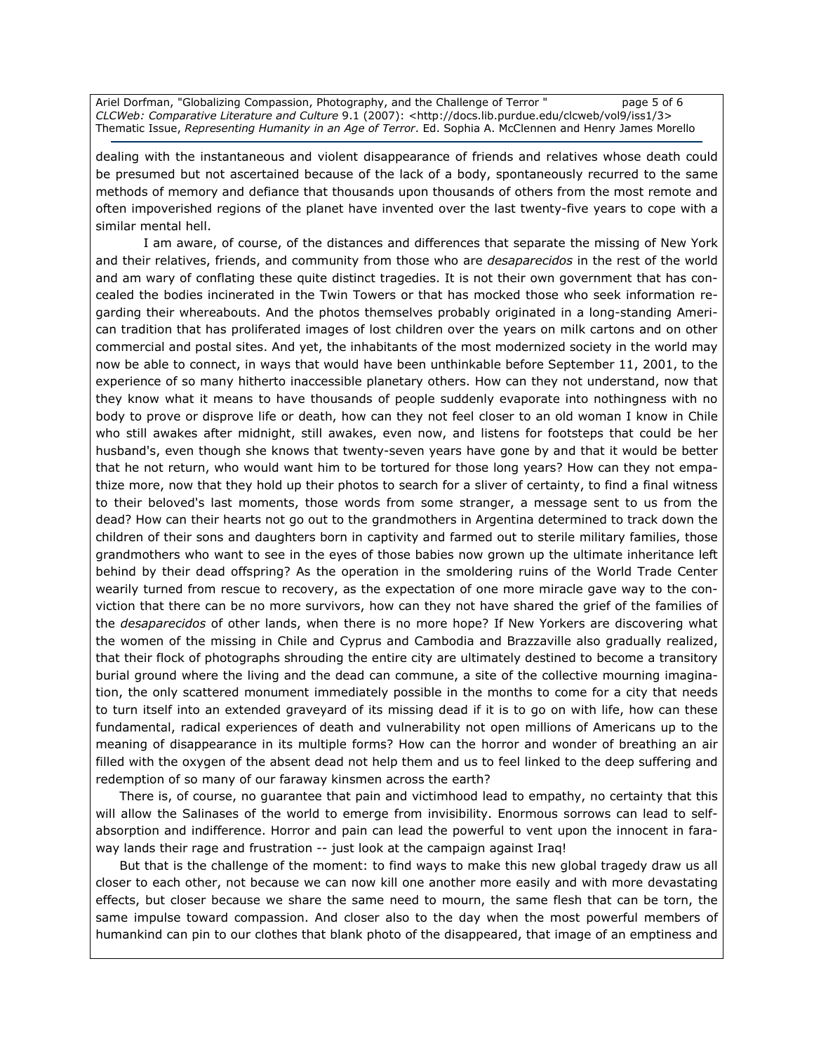dealing with the instantaneous and violent disappearance of friends and relatives whose death could be presumed but not ascertained because of the lack of a body, spontaneously recurred to the same methods of memory and defiance that thousands upon thousands of others from the most remote and often impoverished regions of the planet have invented over the last twenty-five years to cope with a similar mental hell.

I am aware, of course, of the distances and differences that separate the missing of New York and their relatives, friends, and community from those who are *desaparecidos* in the rest of the world and am wary of conflating these quite distinct tragedies. It is not their own government that has concealed the bodies incinerated in the Twin Towers or that has mocked those who seek information regarding their whereabouts. And the photos themselves probably originated in a long-standing American tradition that has proliferated images of lost children over the years on milk cartons and on other commercial and postal sites. And yet, the inhabitants of the most modernized society in the world may now be able to connect, in ways that would have been unthinkable before September 11, 2001, to the experience of so many hitherto inaccessible planetary others. How can they not understand, now that they know what it means to have thousands of people suddenly evaporate into nothingness with no body to prove or disprove life or death, how can they not feel closer to an old woman I know in Chile who still awakes after midnight, still awakes, even now, and listens for footsteps that could be her husband's, even though she knows that twenty-seven years have gone by and that it would be better that he not return, who would want him to be tortured for those long years? How can they not empathize more, now that they hold up their photos to search for a sliver of certainty, to find a final witness to their beloved's last moments, those words from some stranger, a message sent to us from the dead? How can their hearts not go out to the grandmothers in Argentina determined to track down the children of their sons and daughters born in captivity and farmed out to sterile military families, those grandmothers who want to see in the eyes of those babies now grown up the ultimate inheritance left behind by their dead offspring? As the operation in the smoldering ruins of the World Trade Center wearily turned from rescue to recovery, as the expectation of one more miracle gave way to the conviction that there can be no more survivors, how can they not have shared the grief of the families of the *desaparecidos* of other lands, when there is no more hope? If New Yorkers are discovering what the women of the missing in Chile and Cyprus and Cambodia and Brazzaville also gradually realized, that their flock of photographs shrouding the entire city are ultimately destined to become a transitory burial ground where the living and the dead can commune, a site of the collective mourning imagination, the only scattered monument immediately possible in the months to come for a city that needs to turn itself into an extended graveyard of its missing dead if it is to go on with life, how can these fundamental, radical experiences of death and vulnerability not open millions of Americans up to the meaning of disappearance in its multiple forms? How can the horror and wonder of breathing an air filled with the oxygen of the absent dead not help them and us to feel linked to the deep suffering and redemption of so many of our faraway kinsmen across the earth?

There is, of course, no guarantee that pain and victimhood lead to empathy, no certainty that this will allow the Salinases of the world to emerge from invisibility. Enormous sorrows can lead to self-absorption and indifference. Horror and pain can lead the powerful to vent upon the innocent in faraway lands their rage and frustration -- just look at the campaign against Iraq!

But that is the challenge of the moment: to find ways to make this new global tragedy draw us all closer to each other, not because we can now kill one another more easily and with more devastating effects, but closer because we share the same need to mourn, the same flesh that can be torn, the same impulse toward compassion. And closer also to the day when the most powerful members of humankind can pin to our clothes that blank photo of the disappeared, that image of an emptiness and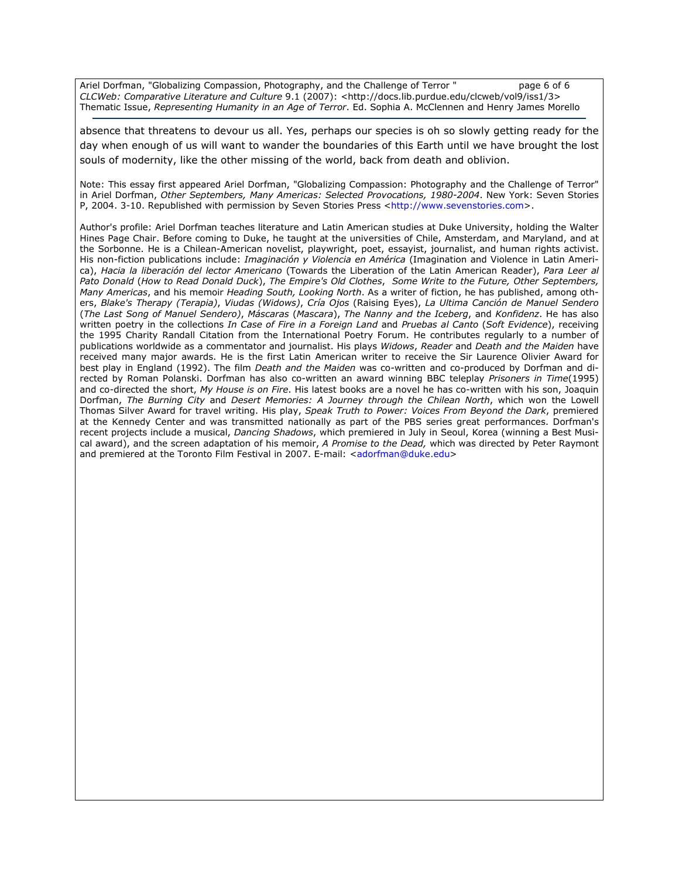absence that threatens to devour us all. Yes, perhaps our species is oh so slowly getting ready for the day when enough of us will want to wander the boundaries of this Earth until we have brought the lost souls of modernity, like the other missing of the world, back from death and oblivion.

Note: This essay first appeared Ariel Dorfman, "Globalizing Compassion: Photography and the Challenge of Terror" in Ariel Dorfman, *Other Septembers, Many Americas: Selected Provocations, 1980-2004*. New York: Seven Stories P, 2004. 3-10. Republished with permission by Seven Stories Press <http://www.sevenstories.com>.

Author's profile: Ariel Dorfman teaches literature and Latin American studies at Duke University, holding the Walter Hines Page Chair. Before coming to Duke, he taught at the universities of Chile, Amsterdam, and Maryland, and at the Sorbonne. He is a Chilean-American novelist, playwright, poet, essayist, journalist, and human rights activist. His non-fiction publications include: *Imaginación y Violencia en América* (Imagination and Violence in Latin America), *Hacia la liberación del lector Americano* (Towards the Liberation of the Latin American Reader), *Para Leer al Pato Donald* (*How to Read Donald Duck*), *The Empire's Old Clothes*, *Some Write to the Future, Other Septembers, Many Americas*, and his memoir *Heading South, Looking North*. As a writer of fiction, he has published, among others, *Blake's Therapy (Terapia)*, *Viudas (Widows)*, *Cría Ojos* (Raising Eyes), *La Ultima Canción de Manuel Sendero* (*The Last Song of Manuel Sendero)*, *Máscaras* (*Mascara*), *The Nanny and the Iceberg*, and *Konfidenz*. He has also written poetry in the collections *In Case of Fire in a Foreign Land* and *Pruebas al Canto* (*Soft Evidence*), receiving the 1995 Charity Randall Citation from the International Poetry Forum. He contributes regularly to a number of publications worldwide as a commentator and journalist. His plays *Widows*, *Reader* and *Death and the Maiden* have received many major awards. He is the first Latin American writer to receive the Sir Laurence Olivier Award for best play in England (1992). The film *Death and the Maiden* was co-written and co-produced by Dorfman and directed by Roman Polanski. Dorfman has also co-written an award winning BBC teleplay *Prisoners in Time*(1995) and co-directed the short, *My House is on Fire*. His latest books are a novel he has co-written with his son, Joaquin Dorfman, *The Burning City* and *Desert Memories: A Journey through the Chilean North*, which won the Lowell Thomas Silver Award for travel writing. His play, *Speak Truth to Power: Voices From Beyond the Dark*, premiered at the Kennedy Center and was transmitted nationally as part of the PBS series great performances. Dorfman's recent projects include a musical, *Dancing Shadows*, which premiered in July in Seoul, Korea (winning a Best Musical award), and the screen adaptation of his memoir, *A Promise to the Dead,* which was directed by Peter Raymont and premiered at the Toronto Film Festival in 2007. E-mail: <adorfman@duke.edu>